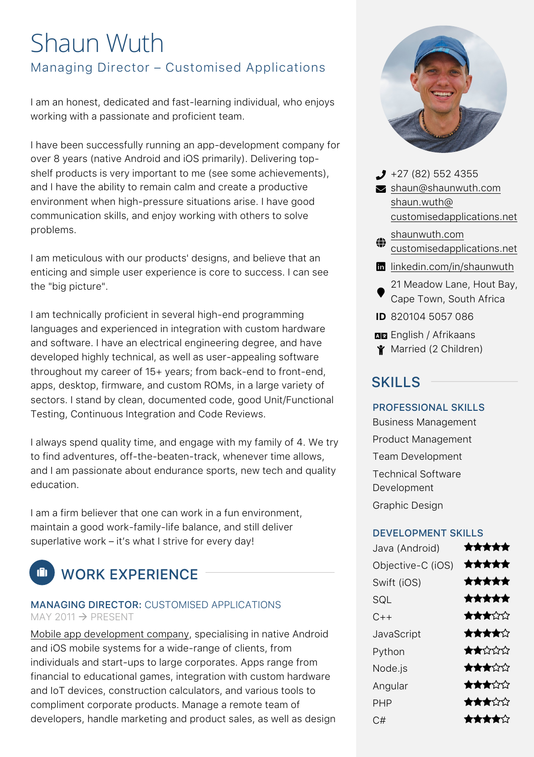# Shaun Wuth

## Managing Director – Customised Applications

I am an honest, dedicated and fast-learning individual, who enjoys working with a passionate and proficient team.

I have been successfully running an app-development company for over 8 years (native Android and iOS primarily). Delivering top-shelf products is very important to me (see some achievements), and I have the ability to remain calm and create a productive environment when high-pressure situations arise. I have good communication skills, and enjoy working with others to solve problems.

I am meticulous with our products' designs, and believe that an enticing and simple user experience is core to success. I can see the "big picture".

I am technically proficient in several high-end programming languages and experienced in integration with custom hardware and software. I have an electrical engineering degree, and have developed highly technical, as well as user-appealing software throughout my career of 15+ years; from back-end to front-end, apps, desktop, firmware, and custom ROMs, in a large variety of sectors. I stand by clean, documented code, good Unit/Functional Testing, Continuous Integration and Code Reviews.

I always spend quality time, and engage with my family of 4. We try to find adventures, off-the-beaten-track, whenever time allows, and I am passionate about endurance sports, new tech and quality education.

I am a firm believer that one can work in a fun environment, maintain a good work-family-life balance, and still deliver superlative work – it's what I strive for every day!

## WORK EXPERIENCE

### MANAGING DIRECTOR: CUSTOMISED APPLICATIONS

MAY 2011 → PRESENT

Mobile app development company, specialising in native Android and iOS mobile systems for a wide-range of clients, from individuals and start-ups to large corporates. Apps range from financial to educational games, integration with custom hardware and IoT devices, construction calculators, and various tools to compliment corporate products. Manage a remote team of developers, handle marketing and product sales, as well as design

---

- +27 (82) 552 4355
- shaun@shaunwuth.com
  shaun.wuth@customisedapplications.net
- shaunwuth.com
  customisedapplications.net
- linkedin.com/in/shaunwuth
- 21 Meadow Lane, Hout Bay, Cape Town, South Africa
- ID 820104 5057 086
- English / Afrikaans
- Married (2 Children)

## SKILLS

### PROFESSIONAL SKILLS

- Business Management
- Product Management
- Team Development
- Technical Software Development
- Graphic Design

### DEVELOPMENT SKILLS

| Skill | Rating |
|---|---|
| Java (Android) | ★★★★★ |
| Objective-C (iOS) | ★★★★★ |
| Swift (iOS) | ★★★★★ |
| SQL | ★★★★★ |
| C++ | ★★★☆☆ |
| JavaScript | ★★★★☆ |
| Python | ★★☆☆☆ |
| Node.js | ★★★☆☆ |
| Angular | ★★★☆☆ |
| PHP | ★★★☆☆ |
| C# | ★★★★☆ |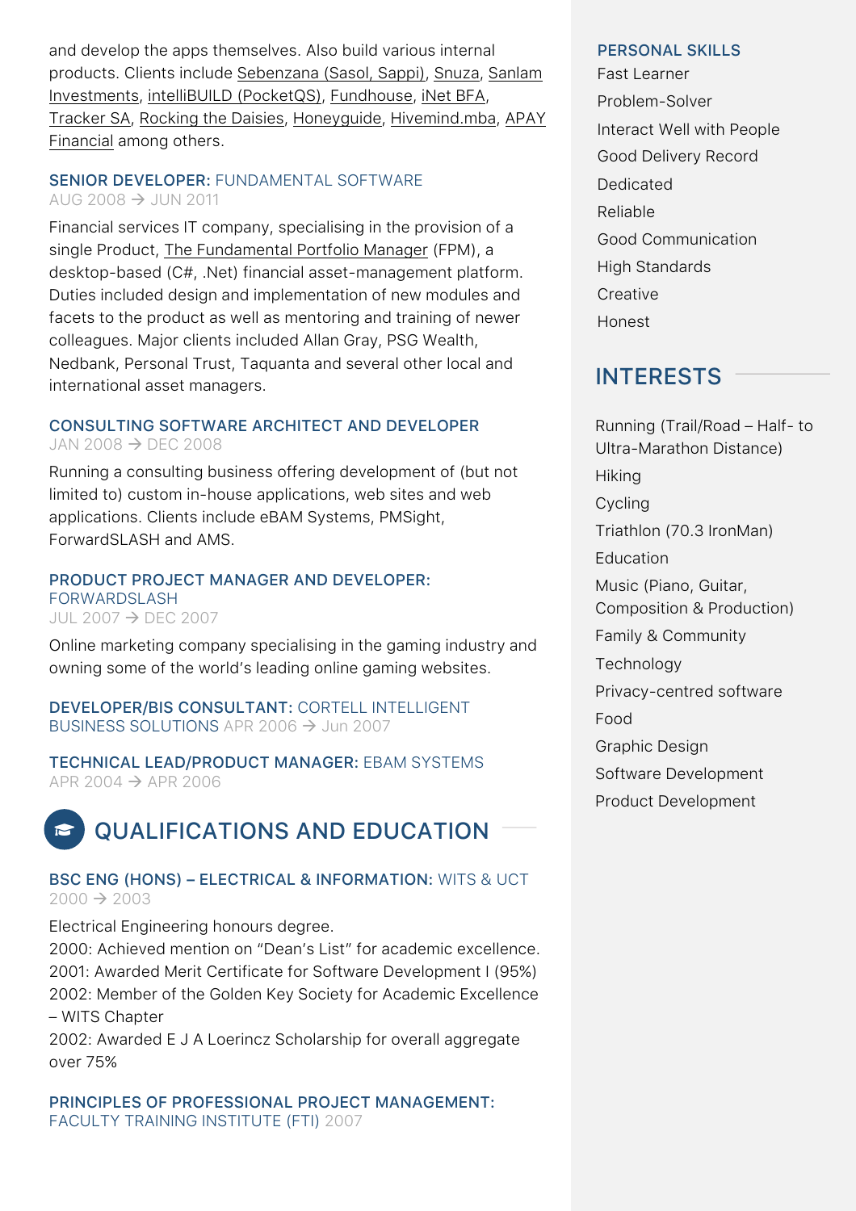and develop the apps themselves. Also build various internal products. Clients include Sebenzana (Sasol, Sappi), Snuza, Sanlam Investments, intelliBUILD (PocketQS), Fundhouse, iNet BFA, Tracker SA, Rocking the Daisies, Honeyguide, Hivemind.mba, APAY Financial among others.

### SENIOR DEVELOPER: FUNDAMENTAL SOFTWARE
AUG 2008 → JUN 2011

Financial services IT company, specialising in the provision of a single Product, The Fundamental Portfolio Manager (FPM), a desktop-based (C#, .Net) financial asset-management platform. Duties included design and implementation of new modules and facets to the product as well as mentoring and training of newer colleagues. Major clients included Allan Gray, PSG Wealth, Nedbank, Personal Trust, Taquanta and several other local and international asset managers.

### CONSULTING SOFTWARE ARCHITECT AND DEVELOPER
JAN 2008 → DEC 2008

Running a consulting business offering development of (but not limited to) custom in-house applications, web sites and web applications. Clients include eBAM Systems, PMSight, ForwardSLASH and AMS.

### PRODUCT PROJECT MANAGER AND DEVELOPER: FORWARDSLASH
JUL 2007 → DEC 2007

Online marketing company specialising in the gaming industry and owning some of the world's leading online gaming websites.

### DEVELOPER/BIS CONSULTANT: CORTELL INTELLIGENT BUSINESS SOLUTIONS
APR 2006 → Jun 2007

### TECHNICAL LEAD/PRODUCT MANAGER: EBAM SYSTEMS
APR 2004 → APR 2006

## QUALIFICATIONS AND EDUCATION

### BSC ENG (HONS) – ELECTRICAL & INFORMATION: WITS & UCT
2000 → 2003

Electrical Engineering honours degree.
2000: Achieved mention on "Dean's List" for academic excellence.
2001: Awarded Merit Certificate for Software Development I (95%)
2002: Member of the Golden Key Society for Academic Excellence – WITS Chapter
2002: Awarded E J A Loerincz Scholarship for overall aggregate over 75%

### PRINCIPLES OF PROFESSIONAL PROJECT MANAGEMENT: FACULTY TRAINING INSTITUTE (FTI)
2007

## PERSONAL SKILLS

- Fast Learner
- Problem-Solver
- Interact Well with People
- Good Delivery Record
- Dedicated
- Reliable
- Good Communication
- High Standards
- Creative
- Honest

## INTERESTS

- Running (Trail/Road – Half- to Ultra-Marathon Distance)
- Hiking
- Cycling
- Triathlon (70.3 IronMan)
- Education
- Music (Piano, Guitar, Composition & Production)
- Family & Community
- Technology
- Privacy-centred software
- Food
- Graphic Design
- Software Development
- Product Development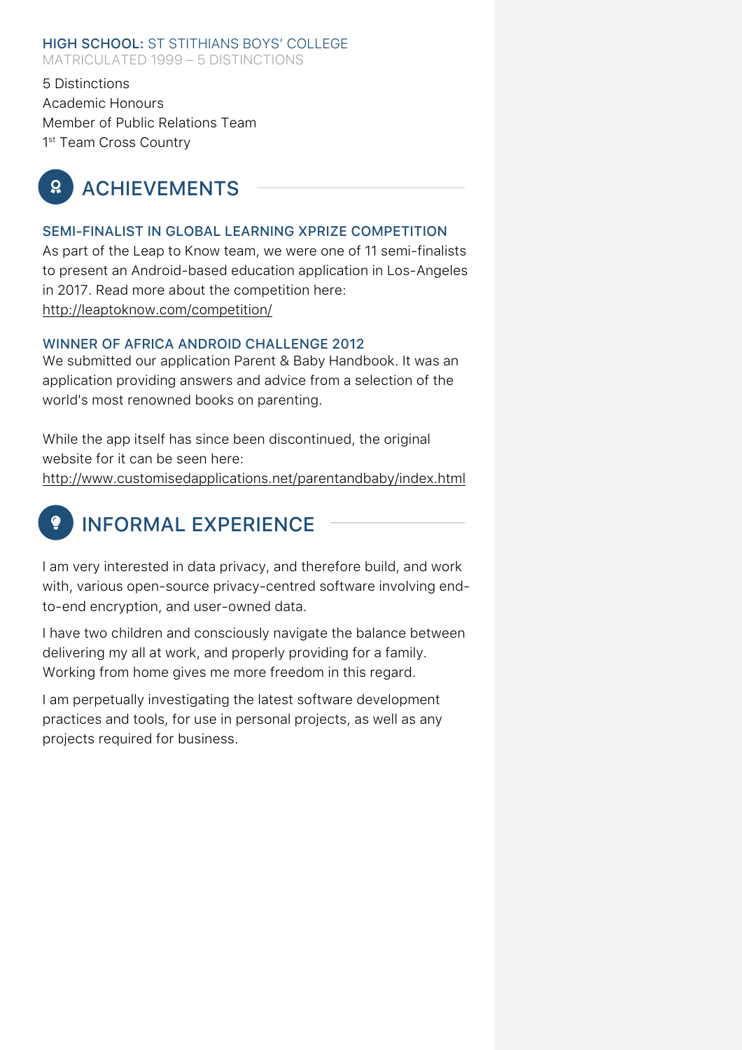### HIGH SCHOOL: ST STITHIANS BOYS' COLLEGE

MATRICULATED 1999 – 5 DISTINCTIONS

5 Distinctions
Academic Honours
Member of Public Relations Team
1st Team Cross Country

## ACHIEVEMENTS

### SEMI-FINALIST IN GLOBAL LEARNING XPRIZE COMPETITION

As part of the Leap to Know team, we were one of 11 semi-finalists to present an Android-based education application in Los-Angeles in 2017. Read more about the competition here: http://leaptoknow.com/competition/

### WINNER OF AFRICA ANDROID CHALLENGE 2012

We submitted our application Parent & Baby Handbook. It was an application providing answers and advice from a selection of the world's most renowned books on parenting.

While the app itself has since been discontinued, the original website for it can be seen here: http://www.customisedapplications.net/parentandbaby/index.html

## INFORMAL EXPERIENCE

I am very interested in data privacy, and therefore build, and work with, various open-source privacy-centred software involving end-to-end encryption, and user-owned data.

I have two children and consciously navigate the balance between delivering my all at work, and properly providing for a family. Working from home gives me more freedom in this regard.

I am perpetually investigating the latest software development practices and tools, for use in personal projects, as well as any projects required for business.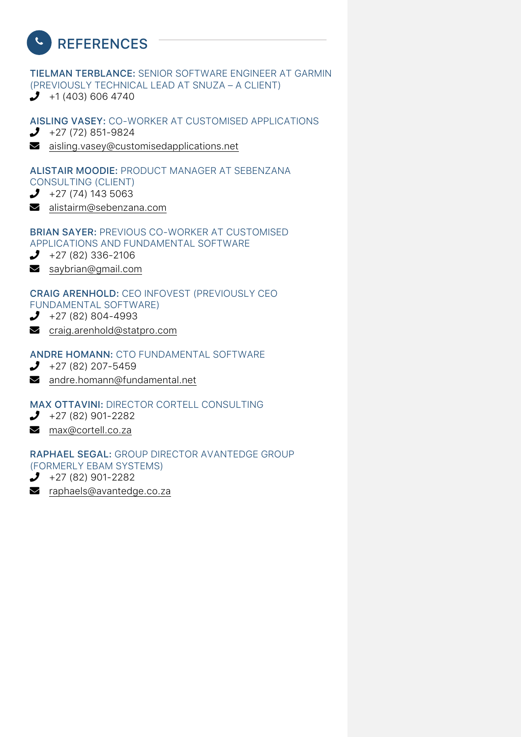## REFERENCES

**TIELMAN TERBLANCE:** SENIOR SOFTWARE ENGINEER AT GARMIN (PREVIOUSLY TECHNICAL LEAD AT SNUZA – A CLIENT)
- +1 (403) 606 4740

**AISLING VASEY:** CO-WORKER AT CUSTOMISED APPLICATIONS
- +27 (72) 851-9824
- aisling.vasey@customisedapplications.net

**ALISTAIR MOODIE:** PRODUCT MANAGER AT SEBENZANA CONSULTING (CLIENT)
- +27 (74) 143 5063
- alistairm@sebenzana.com

**BRIAN SAYER:** PREVIOUS CO-WORKER AT CUSTOMISED APPLICATIONS AND FUNDAMENTAL SOFTWARE
- +27 (82) 336-2106
- saybrian@gmail.com

**CRAIG ARENHOLD:** CEO INFOVEST (PREVIOUSLY CEO FUNDAMENTAL SOFTWARE)
- +27 (82) 804-4993
- craig.arenhold@statpro.com

**ANDRE HOMANN:** CTO FUNDAMENTAL SOFTWARE
- +27 (82) 207-5459
- andre.homann@fundamental.net

**MAX OTTAVINI:** DIRECTOR CORTELL CONSULTING
- +27 (82) 901-2282
- max@cortell.co.za

**RAPHAEL SEGAL:** GROUP DIRECTOR AVANTEDGE GROUP (FORMERLY EBAM SYSTEMS)
- +27 (82) 901-2282
- raphaels@avantedge.co.za